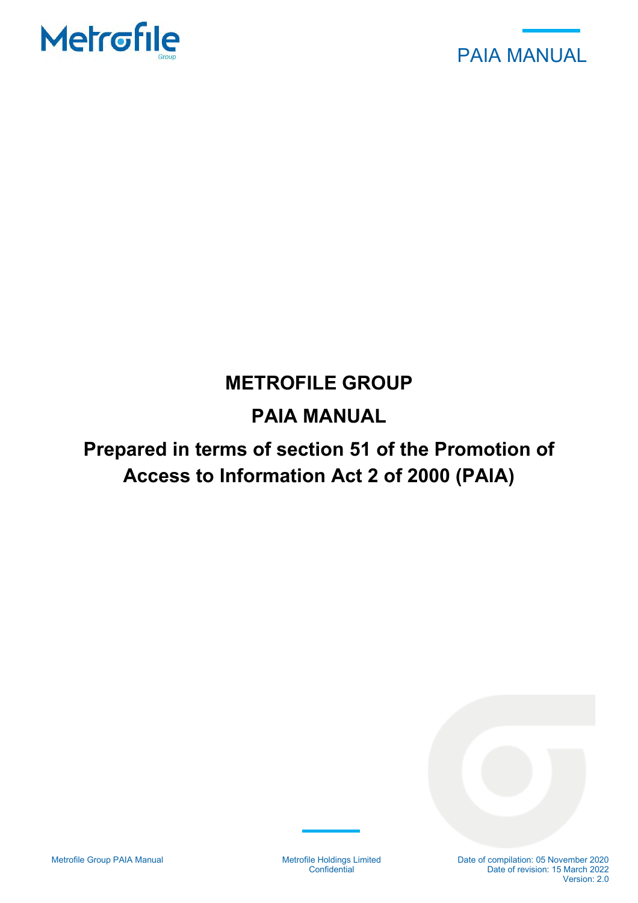# METROFILE GROUP

# PAIA MANUAL

## Prepared in terms of section 51 of the Promotion of Access to Information Act 2 of 2000 (PAIA)

Date of compilation: 05 November 2020
Date of revision: 15 March 2022
Version: 2.0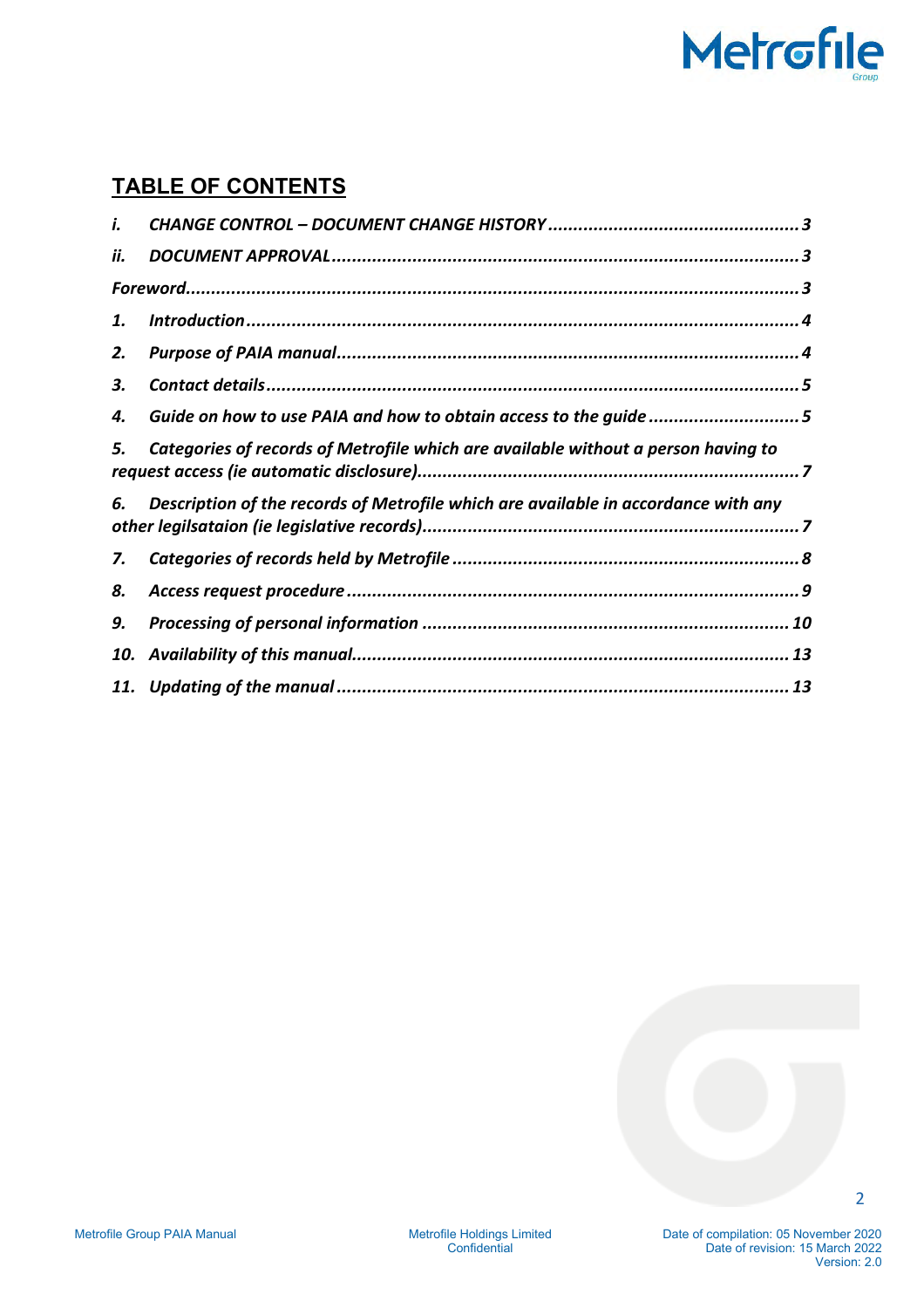## TABLE OF CONTENTS

*i. CHANGE CONTROL – DOCUMENT CHANGE HISTORY ............ 3*

*ii. DOCUMENT APPROVAL ............ 3*

*Foreword ............ 3*

*1. Introduction ............ 4*

*2. Purpose of PAIA manual ............ 4*

*3. Contact details ............ 5*

*4. Guide on how to use PAIA and how to obtain access to the guide ............ 5*

*5. Categories of records of Metrofile which are available without a person having to request access (ie automatic disclosure) ............ 7*

*6. Description of the records of Metrofile which are available in accordance with any other legilsataion (ie legislative records) ............ 7*

*7. Categories of records held by Metrofile ............ 8*

*8. Access request procedure ............ 9*

*9. Processing of personal information ............ 10*

*10. Availability of this manual ............ 13*

*11. Updating of the manual ............ 13*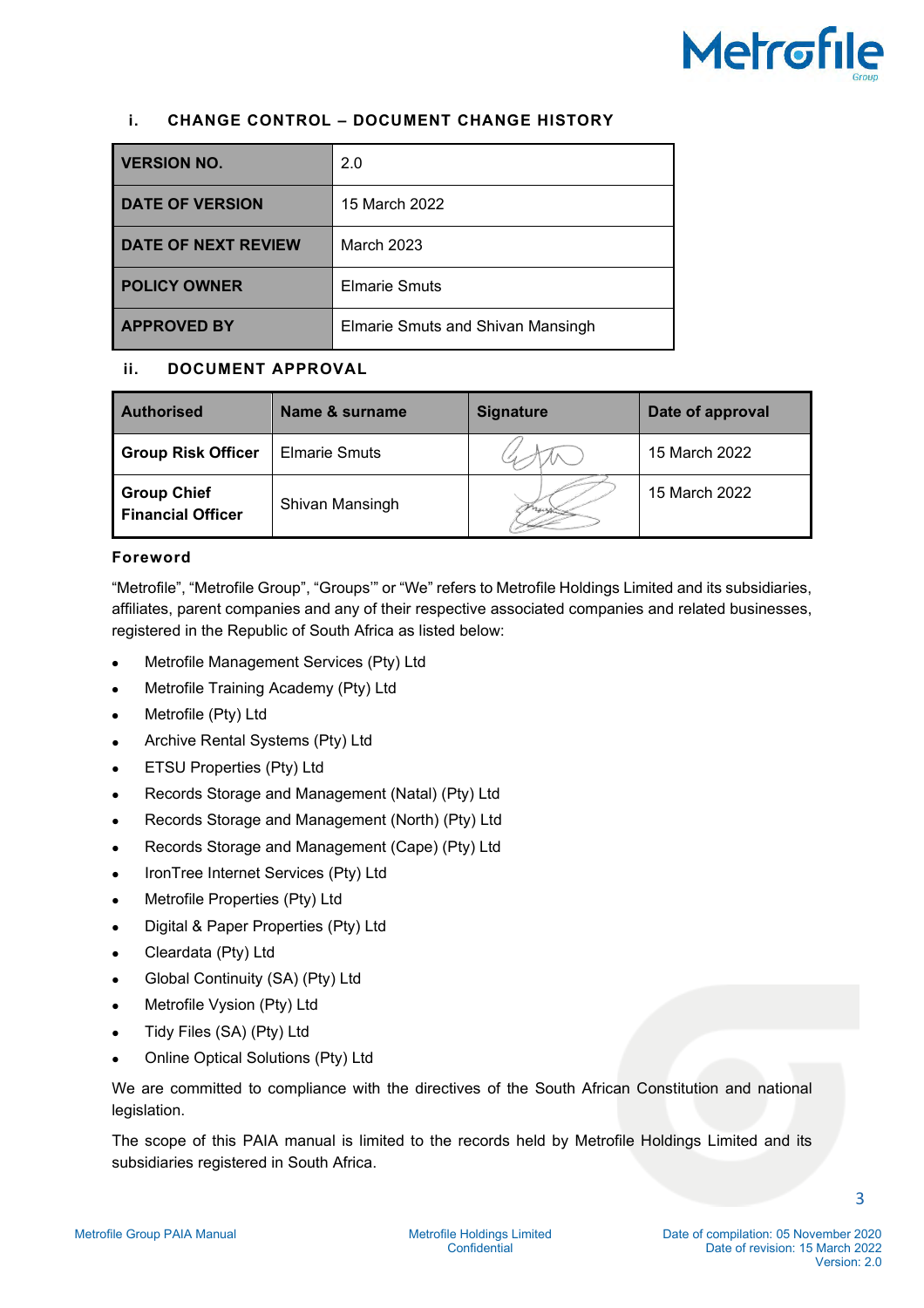### i. CHANGE CONTROL – DOCUMENT CHANGE HISTORY

| | |
|---|---|
| **VERSION NO.** | 2.0 |
| **DATE OF VERSION** | 15 March 2022 |
| **DATE OF NEXT REVIEW** | March 2023 |
| **POLICY OWNER** | Elmarie Smuts |
| **APPROVED BY** | Elmarie Smuts and Shivan Mansingh |

### ii. DOCUMENT APPROVAL

| Authorised | Name & surname | Signature | Date of approval |
|---|---|---|---|
| **Group Risk Officer** | Elmarie Smuts | | 15 March 2022 |
| **Group Chief Financial Officer** | Shivan Mansingh | | 15 March 2022 |

**Foreword**

"Metrofile", "Metrofile Group", "Groups'" or "We" refers to Metrofile Holdings Limited and its subsidiaries, affiliates, parent companies and any of their respective associated companies and related businesses, registered in the Republic of South Africa as listed below:

- Metrofile Management Services (Pty) Ltd
- Metrofile Training Academy (Pty) Ltd
- Metrofile (Pty) Ltd
- Archive Rental Systems (Pty) Ltd
- ETSU Properties (Pty) Ltd
- Records Storage and Management (Natal) (Pty) Ltd
- Records Storage and Management (North) (Pty) Ltd
- Records Storage and Management (Cape) (Pty) Ltd
- IronTree Internet Services (Pty) Ltd
- Metrofile Properties (Pty) Ltd
- Digital & Paper Properties (Pty) Ltd
- Cleardata (Pty) Ltd
- Global Continuity (SA) (Pty) Ltd
- Metrofile Vysion (Pty) Ltd
- Tidy Files (SA) (Pty) Ltd
- Online Optical Solutions (Pty) Ltd

We are committed to compliance with the directives of the South African Constitution and national legislation.

The scope of this PAIA manual is limited to the records held by Metrofile Holdings Limited and its subsidiaries registered in South Africa.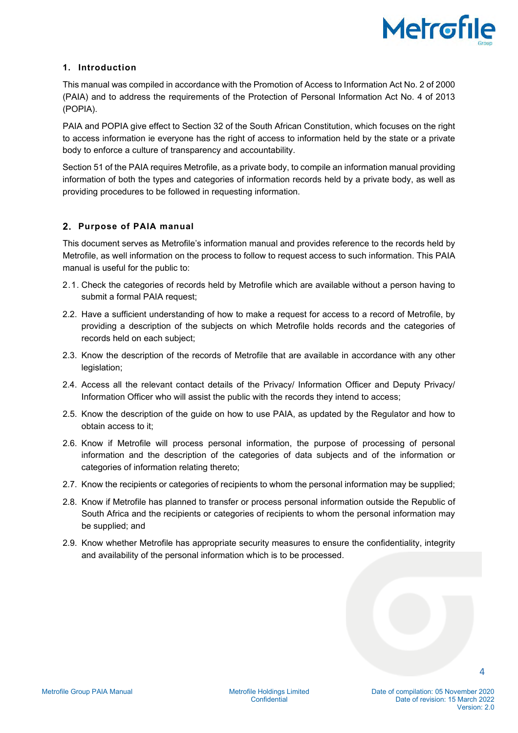## 1. Introduction

This manual was compiled in accordance with the Promotion of Access to Information Act No. 2 of 2000 (PAIA) and to address the requirements of the Protection of Personal Information Act No. 4 of 2013 (POPIA).

PAIA and POPIA give effect to Section 32 of the South African Constitution, which focuses on the right to access information ie everyone has the right of access to information held by the state or a private body to enforce a culture of transparency and accountability.

Section 51 of the PAIA requires Metrofile, as a private body, to compile an information manual providing information of both the types and categories of information records held by a private body, as well as providing procedures to be followed in requesting information.

## 2. Purpose of PAIA manual

This document serves as Metrofile's information manual and provides reference to the records held by Metrofile, as well information on the process to follow to request access to such information. This PAIA manual is useful for the public to:

2.1. Check the categories of records held by Metrofile which are available without a person having to submit a formal PAIA request;

2.2. Have a sufficient understanding of how to make a request for access to a record of Metrofile, by providing a description of the subjects on which Metrofile holds records and the categories of records held on each subject;

2.3. Know the description of the records of Metrofile that are available in accordance with any other legislation;

2.4. Access all the relevant contact details of the Privacy/ Information Officer and Deputy Privacy/ Information Officer who will assist the public with the records they intend to access;

2.5. Know the description of the guide on how to use PAIA, as updated by the Regulator and how to obtain access to it;

2.6. Know if Metrofile will process personal information, the purpose of processing of personal information and the description of the categories of data subjects and of the information or categories of information relating thereto;

2.7. Know the recipients or categories of recipients to whom the personal information may be supplied;

2.8. Know if Metrofile has planned to transfer or process personal information outside the Republic of South Africa and the recipients or categories of recipients to whom the personal information may be supplied; and

2.9. Know whether Metrofile has appropriate security measures to ensure the confidentiality, integrity and availability of the personal information which is to be processed.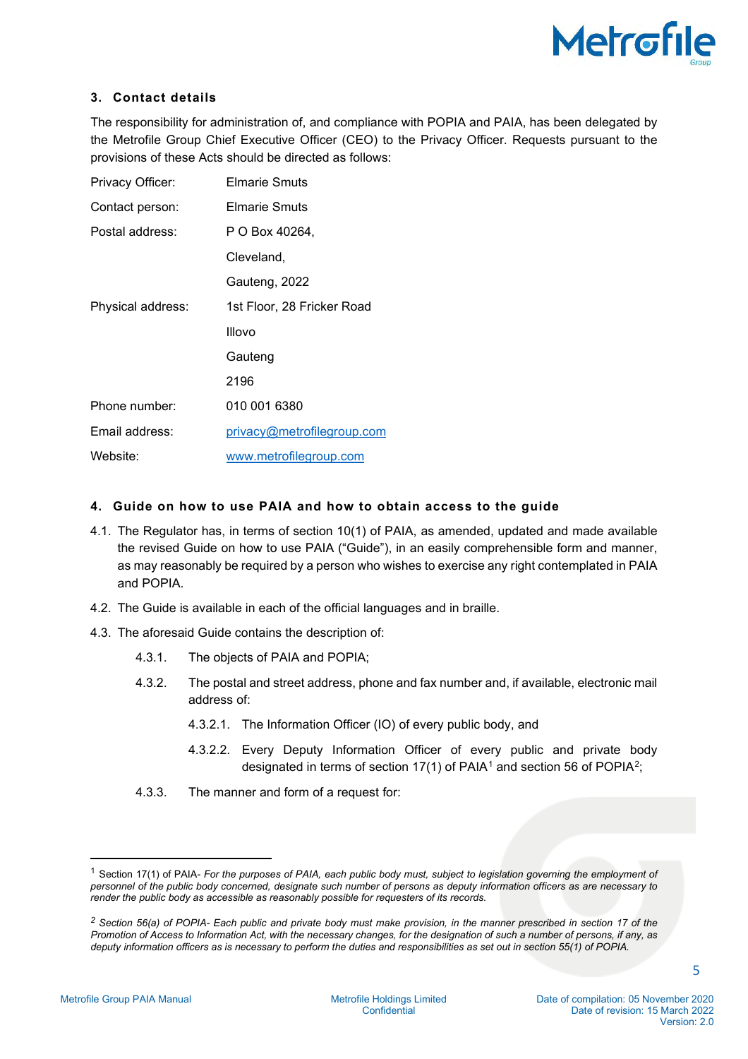### 3. Contact details

The responsibility for administration of, and compliance with POPIA and PAIA, has been delegated by the Metrofile Group Chief Executive Officer (CEO) to the Privacy Officer. Requests pursuant to the provisions of these Acts should be directed as follows:

| | |
|---|---|
| Privacy Officer: | Elmarie Smuts |
| Contact person: | Elmarie Smuts |
| Postal address: | P O Box 40264, |
| | Cleveland, |
| | Gauteng, 2022 |
| Physical address: | 1st Floor, 28 Fricker Road |
| | Illovo |
| | Gauteng |
| | 2196 |
| Phone number: | 010 001 6380 |
| Email address: | privacy@metrofilegroup.com |
| Website: | www.metrofilegroup.com |

### 4. Guide on how to use PAIA and how to obtain access to the guide

4.1. The Regulator has, in terms of section 10(1) of PAIA, as amended, updated and made available the revised Guide on how to use PAIA ("Guide"), in an easily comprehensible form and manner, as may reasonably be required by a person who wishes to exercise any right contemplated in PAIA and POPIA.

4.2. The Guide is available in each of the official languages and in braille.

4.3. The aforesaid Guide contains the description of:

4.3.1. The objects of PAIA and POPIA;

4.3.2. The postal and street address, phone and fax number and, if available, electronic mail address of:

4.3.2.1. The Information Officer (IO) of every public body, and

4.3.2.2. Every Deputy Information Officer of every public and private body designated in terms of section 17(1) of PAIA[1] and section 56 of POPIA[2];

4.3.3. The manner and form of a request for:

---

[1] Section 17(1) of PAIA- *For the purposes of PAIA, each public body must, subject to legislation governing the employment of personnel of the public body concerned, designate such number of persons as deputy information officers as are necessary to render the public body as accessible as reasonably possible for requesters of its records.*

[2] *Section 56(a) of POPIA- Each public and private body must make provision, in the manner prescribed in section 17 of the Promotion of Access to Information Act, with the necessary changes, for the designation of such a number of persons, if any, as deputy information officers as is necessary to perform the duties and responsibilities as set out in section 55(1) of POPIA.*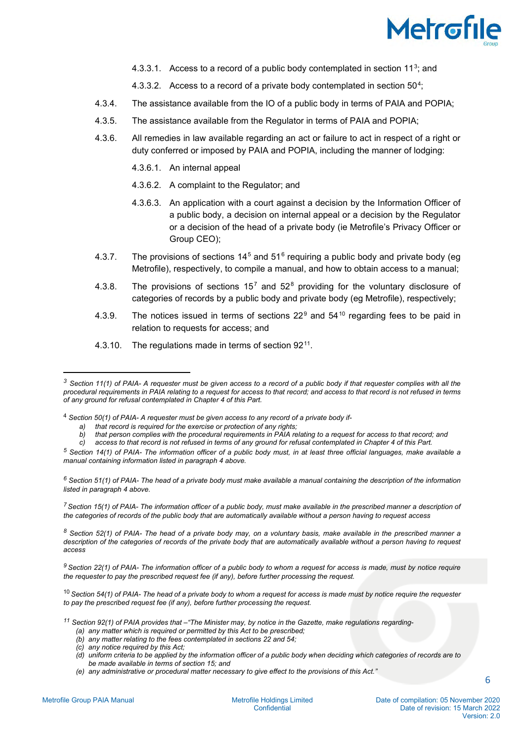4.3.3.1. Access to a record of a public body contemplated in section 11[3]; and

4.3.3.2. Access to a record of a private body contemplated in section 50[4];

4.3.4. The assistance available from the IO of a public body in terms of PAIA and POPIA;

4.3.5. The assistance available from the Regulator in terms of PAIA and POPIA;

4.3.6. All remedies in law available regarding an act or failure to act in respect of a right or duty conferred or imposed by PAIA and POPIA, including the manner of lodging:

4.3.6.1. An internal appeal

4.3.6.2. A complaint to the Regulator; and

4.3.6.3. An application with a court against a decision by the Information Officer of a public body, a decision on internal appeal or a decision by the Regulator or a decision of the head of a private body (ie Metrofile's Privacy Officer or Group CEO);

4.3.7. The provisions of sections 14[5] and 51[6] requiring a public body and private body (eg Metrofile), respectively, to compile a manual, and how to obtain access to a manual;

4.3.8. The provisions of sections 15[7] and 52[8] providing for the voluntary disclosure of categories of records by a public body and private body (eg Metrofile), respectively;

4.3.9. The notices issued in terms of sections 22[9] and 54[10] regarding fees to be paid in relation to requests for access; and

4.3.10. The regulations made in terms of section 92[11].

---

[3] *Section 11(1) of PAIA- A requester must be given access to a record of a public body if that requester complies with all the procedural requirements in PAIA relating to a request for access to that record; and access to that record is not refused in terms of any ground for refusal contemplated in Chapter 4 of this Part.*

[4] *Section 50(1) of PAIA- A requester must be given access to any record of a private body if-*

*a) that record is required for the exercise or protection of any rights;*
*b) that person complies with the procedural requirements in PAIA relating to a request for access to that record; and*
*c) access to that record is not refused in terms of any ground for refusal contemplated in Chapter 4 of this Part.*

[5] *Section 14(1) of PAIA- The information officer of a public body must, in at least three official languages, make available a manual containing information listed in paragraph 4 above.*

[6] *Section 51(1) of PAIA- The head of a private body must make available a manual containing the description of the information listed in paragraph 4 above.*

[7] *Section 15(1) of PAIA- The information officer of a public body, must make available in the prescribed manner a description of the categories of records of the public body that are automatically available without a person having to request access*

[8] *Section 52(1) of PAIA- The head of a private body may, on a voluntary basis, make available in the prescribed manner a description of the categories of records of the private body that are automatically available without a person having to request access*

[9] *Section 22(1) of PAIA- The information officer of a public body to whom a request for access is made, must by notice require the requester to pay the prescribed request fee (if any), before further processing the request.*

[10] *Section 54(1) of PAIA- The head of a private body to whom a request for access is made must by notice require the requester to pay the prescribed request fee (if any), before further processing the request.*

[11] *Section 92(1) of PAIA provides that –"The Minister may, by notice in the Gazette, make regulations regarding-*

*(a) any matter which is required or permitted by this Act to be prescribed;*
*(b) any matter relating to the fees contemplated in sections 22 and 54;*
*(c) any notice required by this Act;*
*(d) uniform criteria to be applied by the information officer of a public body when deciding which categories of records are to be made available in terms of section 15; and*
*(e) any administrative or procedural matter necessary to give effect to the provisions of this Act."*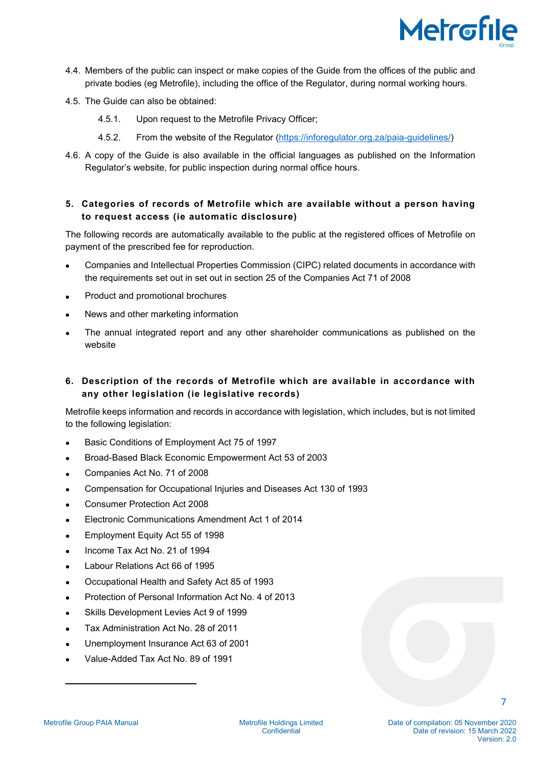4.4. Members of the public can inspect or make copies of the Guide from the offices of the public and private bodies (eg Metrofile), including the office of the Regulator, during normal working hours.

4.5. The Guide can also be obtained:

4.5.1. Upon request to the Metrofile Privacy Officer;

4.5.2. From the website of the Regulator (https://inforegulator.org.za/paia-guidelines/)

4.6. A copy of the Guide is also available in the official languages as published on the Information Regulator's website, for public inspection during normal office hours.

## 5. Categories of records of Metrofile which are available without a person having to request access (ie automatic disclosure)

The following records are automatically available to the public at the registered offices of Metrofile on payment of the prescribed fee for reproduction.

- Companies and Intellectual Properties Commission (CIPC) related documents in accordance with the requirements set out in set out in section 25 of the Companies Act 71 of 2008
- Product and promotional brochures
- News and other marketing information
- The annual integrated report and any other shareholder communications as published on the website

## 6. Description of the records of Metrofile which are available in accordance with any other legislation (ie legislative records)

Metrofile keeps information and records in accordance with legislation, which includes, but is not limited to the following legislation:

- Basic Conditions of Employment Act 75 of 1997
- Broad-Based Black Economic Empowerment Act 53 of 2003
- Companies Act No. 71 of 2008
- Compensation for Occupational Injuries and Diseases Act 130 of 1993
- Consumer Protection Act 2008
- Electronic Communications Amendment Act 1 of 2014
- Employment Equity Act 55 of 1998
- Income Tax Act No. 21 of 1994
- Labour Relations Act 66 of 1995
- Occupational Health and Safety Act 85 of 1993
- Protection of Personal Information Act No. 4 of 2013
- Skills Development Levies Act 9 of 1999
- Tax Administration Act No. 28 of 2011
- Unemployment Insurance Act 63 of 2001
- Value-Added Tax Act No. 89 of 1991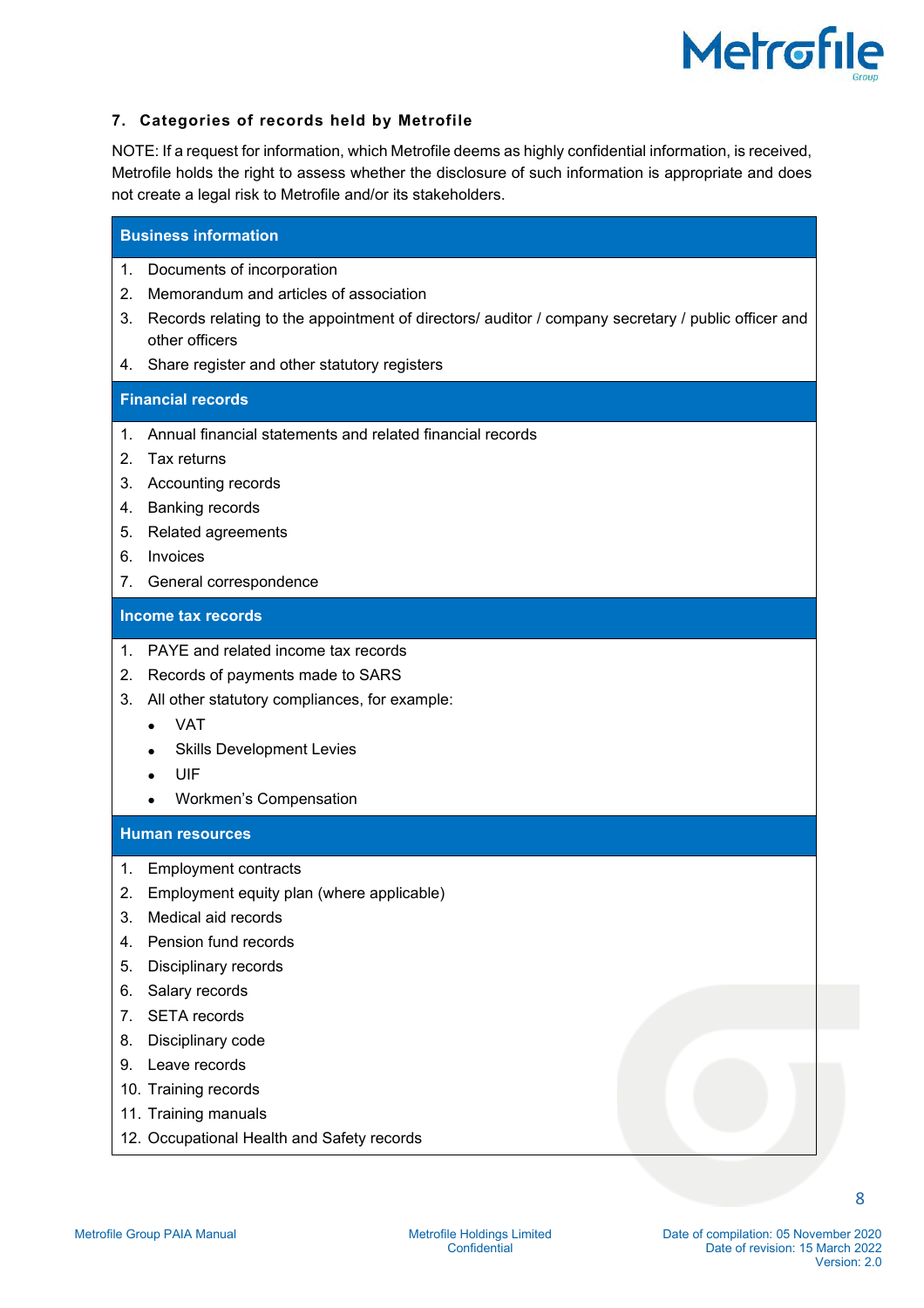## 7. Categories of records held by Metrofile

NOTE: If a request for information, which Metrofile deems as highly confidential information, is received, Metrofile holds the right to assess whether the disclosure of such information is appropriate and does not create a legal risk to Metrofile and/or its stakeholders.

**Business information**

1. Documents of incorporation
2. Memorandum and articles of association
3. Records relating to the appointment of directors/ auditor / company secretary / public officer and other officers
4. Share register and other statutory registers

**Financial records**

1. Annual financial statements and related financial records
2. Tax returns
3. Accounting records
4. Banking records
5. Related agreements
6. Invoices
7. General correspondence

**Income tax records**

1. PAYE and related income tax records
2. Records of payments made to SARS
3. All other statutory compliances, for example:
   - VAT
   - Skills Development Levies
   - UIF
   - Workmen's Compensation

**Human resources**

1. Employment contracts
2. Employment equity plan (where applicable)
3. Medical aid records
4. Pension fund records
5. Disciplinary records
6. Salary records
7. SETA records
8. Disciplinary code
9. Leave records
10. Training records
11. Training manuals
12. Occupational Health and Safety records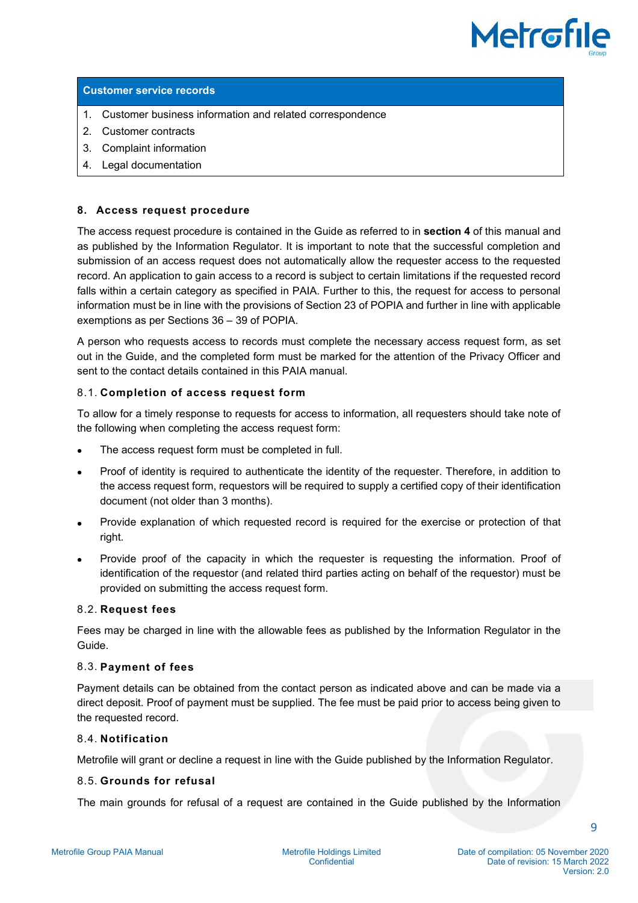| Customer service records |
| --- |
| 1. Customer business information and related correspondence |
| 2. Customer contracts |
| 3. Complaint information |
| 4. Legal documentation |

## 8. Access request procedure

The access request procedure is contained in the Guide as referred to in **section 4** of this manual and as published by the Information Regulator. It is important to note that the successful completion and submission of an access request does not automatically allow the requester access to the requested record. An application to gain access to a record is subject to certain limitations if the requested record falls within a certain category as specified in PAIA. Further to this, the request for access to personal information must be in line with the provisions of Section 23 of POPIA and further in line with applicable exemptions as per Sections 36 – 39 of POPIA.

A person who requests access to records must complete the necessary access request form, as set out in the Guide, and the completed form must be marked for the attention of the Privacy Officer and sent to the contact details contained in this PAIA manual.

### 8.1. Completion of access request form

To allow for a timely response to requests for access to information, all requesters should take note of the following when completing the access request form:

- The access request form must be completed in full.
- Proof of identity is required to authenticate the identity of the requester. Therefore, in addition to the access request form, requestors will be required to supply a certified copy of their identification document (not older than 3 months).
- Provide explanation of which requested record is required for the exercise or protection of that right.
- Provide proof of the capacity in which the requester is requesting the information. Proof of identification of the requestor (and related third parties acting on behalf of the requestor) must be provided on submitting the access request form.

### 8.2. Request fees

Fees may be charged in line with the allowable fees as published by the Information Regulator in the Guide.

### 8.3. Payment of fees

Payment details can be obtained from the contact person as indicated above and can be made via a direct deposit. Proof of payment must be supplied. The fee must be paid prior to access being given to the requested record.

### 8.4. Notification

Metrofile will grant or decline a request in line with the Guide published by the Information Regulator.

### 8.5. Grounds for refusal

The main grounds for refusal of a request are contained in the Guide published by the Information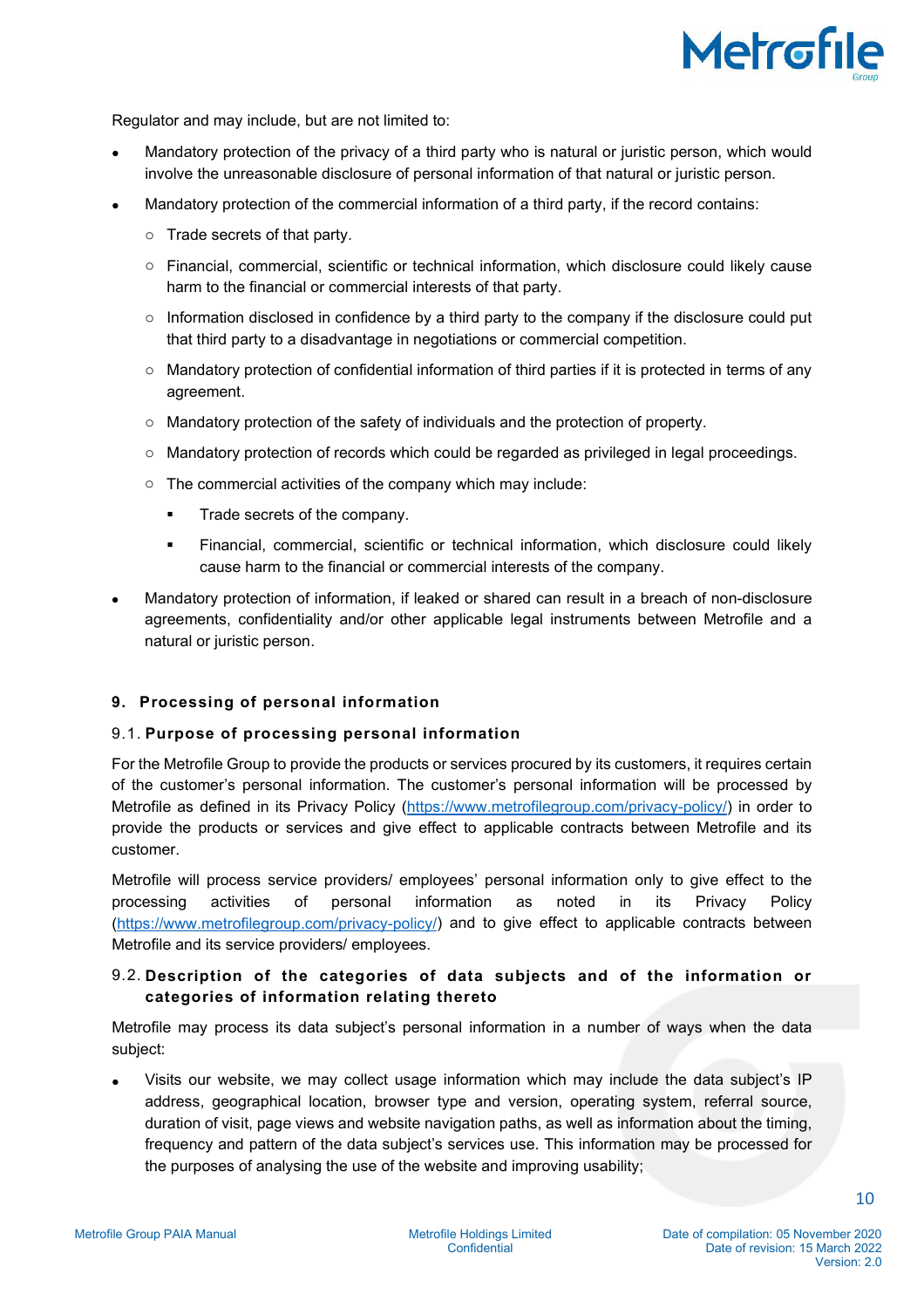Regulator and may include, but are not limited to:

- Mandatory protection of the privacy of a third party who is natural or juristic person, which would involve the unreasonable disclosure of personal information of that natural or juristic person.
- Mandatory protection of the commercial information of a third party, if the record contains:
  - Trade secrets of that party.
  - Financial, commercial, scientific or technical information, which disclosure could likely cause harm to the financial or commercial interests of that party.
  - Information disclosed in confidence by a third party to the company if the disclosure could put that third party to a disadvantage in negotiations or commercial competition.
  - Mandatory protection of confidential information of third parties if it is protected in terms of any agreement.
  - Mandatory protection of the safety of individuals and the protection of property.
  - Mandatory protection of records which could be regarded as privileged in legal proceedings.
  - The commercial activities of the company which may include:
    - Trade secrets of the company.
    - Financial, commercial, scientific or technical information, which disclosure could likely cause harm to the financial or commercial interests of the company.
- Mandatory protection of information, if leaked or shared can result in a breach of non-disclosure agreements, confidentiality and/or other applicable legal instruments between Metrofile and a natural or juristic person.

## 9. Processing of personal information

### 9.1. Purpose of processing personal information

For the Metrofile Group to provide the products or services procured by its customers, it requires certain of the customer's personal information. The customer's personal information will be processed by Metrofile as defined in its Privacy Policy (https://www.metrofilegroup.com/privacy-policy/) in order to provide the products or services and give effect to applicable contracts between Metrofile and its customer.

Metrofile will process service providers/ employees' personal information only to give effect to the processing activities of personal information as noted in its Privacy Policy (https://www.metrofilegroup.com/privacy-policy/) and to give effect to applicable contracts between Metrofile and its service providers/ employees.

### 9.2. Description of the categories of data subjects and of the information or categories of information relating thereto

Metrofile may process its data subject's personal information in a number of ways when the data subject:

- Visits our website, we may collect usage information which may include the data subject's IP address, geographical location, browser type and version, operating system, referral source, duration of visit, page views and website navigation paths, as well as information about the timing, frequency and pattern of the data subject's services use. This information may be processed for the purposes of analysing the use of the website and improving usability;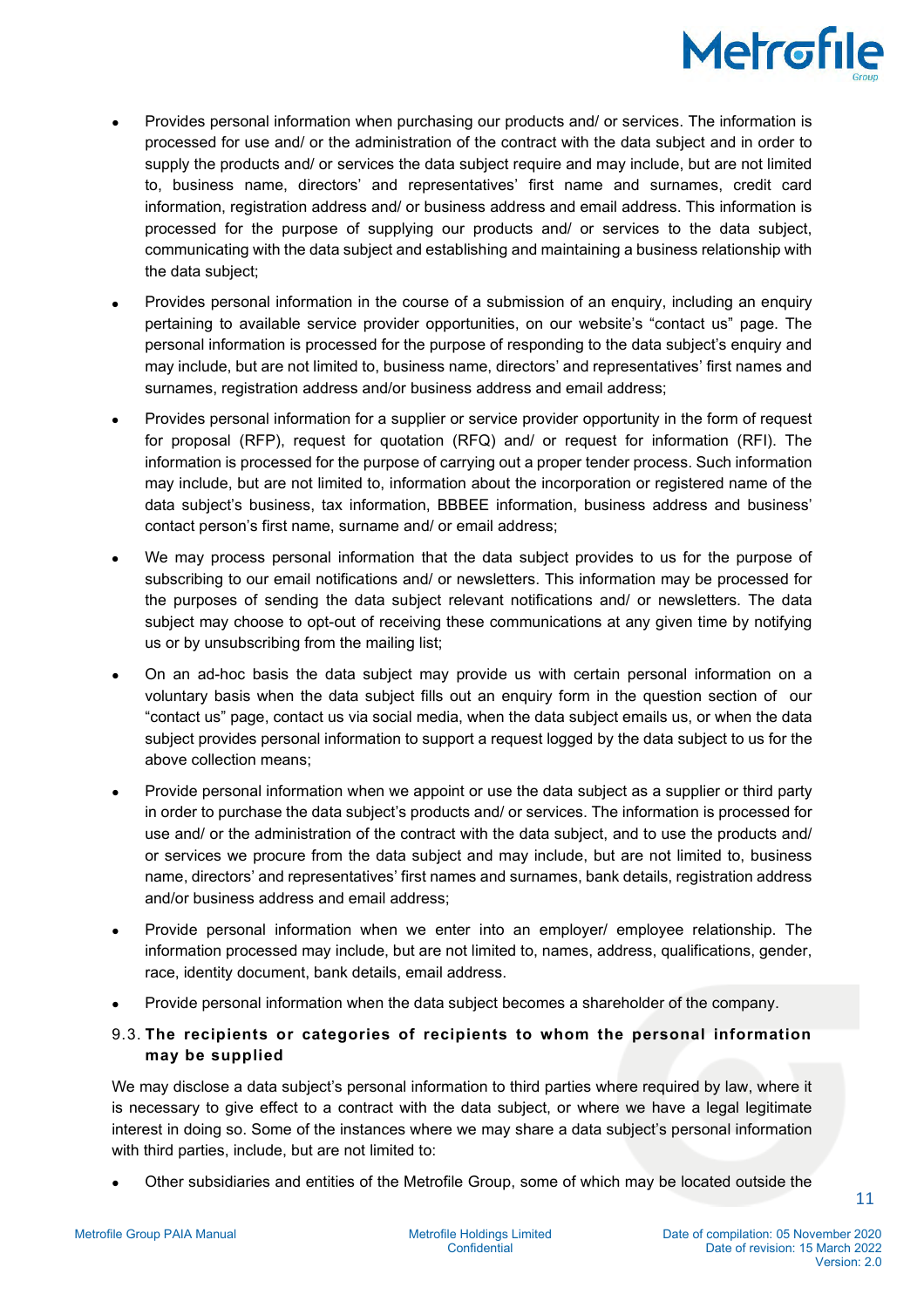- Provides personal information when purchasing our products and/ or services. The information is processed for use and/ or the administration of the contract with the data subject and in order to supply the products and/ or services the data subject require and may include, but are not limited to, business name, directors' and representatives' first name and surnames, credit card information, registration address and/ or business address and email address. This information is processed for the purpose of supplying our products and/ or services to the data subject, communicating with the data subject and establishing and maintaining a business relationship with the data subject;
- Provides personal information in the course of a submission of an enquiry, including an enquiry pertaining to available service provider opportunities, on our website's "contact us" page. The personal information is processed for the purpose of responding to the data subject's enquiry and may include, but are not limited to, business name, directors' and representatives' first names and surnames, registration address and/or business address and email address;
- Provides personal information for a supplier or service provider opportunity in the form of request for proposal (RFP), request for quotation (RFQ) and/ or request for information (RFI). The information is processed for the purpose of carrying out a proper tender process. Such information may include, but are not limited to, information about the incorporation or registered name of the data subject's business, tax information, BBBEE information, business address and business' contact person's first name, surname and/ or email address;
- We may process personal information that the data subject provides to us for the purpose of subscribing to our email notifications and/ or newsletters. This information may be processed for the purposes of sending the data subject relevant notifications and/ or newsletters. The data subject may choose to opt-out of receiving these communications at any given time by notifying us or by unsubscribing from the mailing list;
- On an ad-hoc basis the data subject may provide us with certain personal information on a voluntary basis when the data subject fills out an enquiry form in the question section of our "contact us" page, contact us via social media, when the data subject emails us, or when the data subject provides personal information to support a request logged by the data subject to us for the above collection means;
- Provide personal information when we appoint or use the data subject as a supplier or third party in order to purchase the data subject's products and/ or services. The information is processed for use and/ or the administration of the contract with the data subject, and to use the products and/ or services we procure from the data subject and may include, but are not limited to, business name, directors' and representatives' first names and surnames, bank details, registration address and/or business address and email address;
- Provide personal information when we enter into an employer/ employee relationship. The information processed may include, but are not limited to, names, address, qualifications, gender, race, identity document, bank details, email address.
- Provide personal information when the data subject becomes a shareholder of the company.

### 9.3. The recipients or categories of recipients to whom the personal information may be supplied

We may disclose a data subject's personal information to third parties where required by law, where it is necessary to give effect to a contract with the data subject, or where we have a legal legitimate interest in doing so. Some of the instances where we may share a data subject's personal information with third parties, include, but are not limited to:

- Other subsidiaries and entities of the Metrofile Group, some of which may be located outside the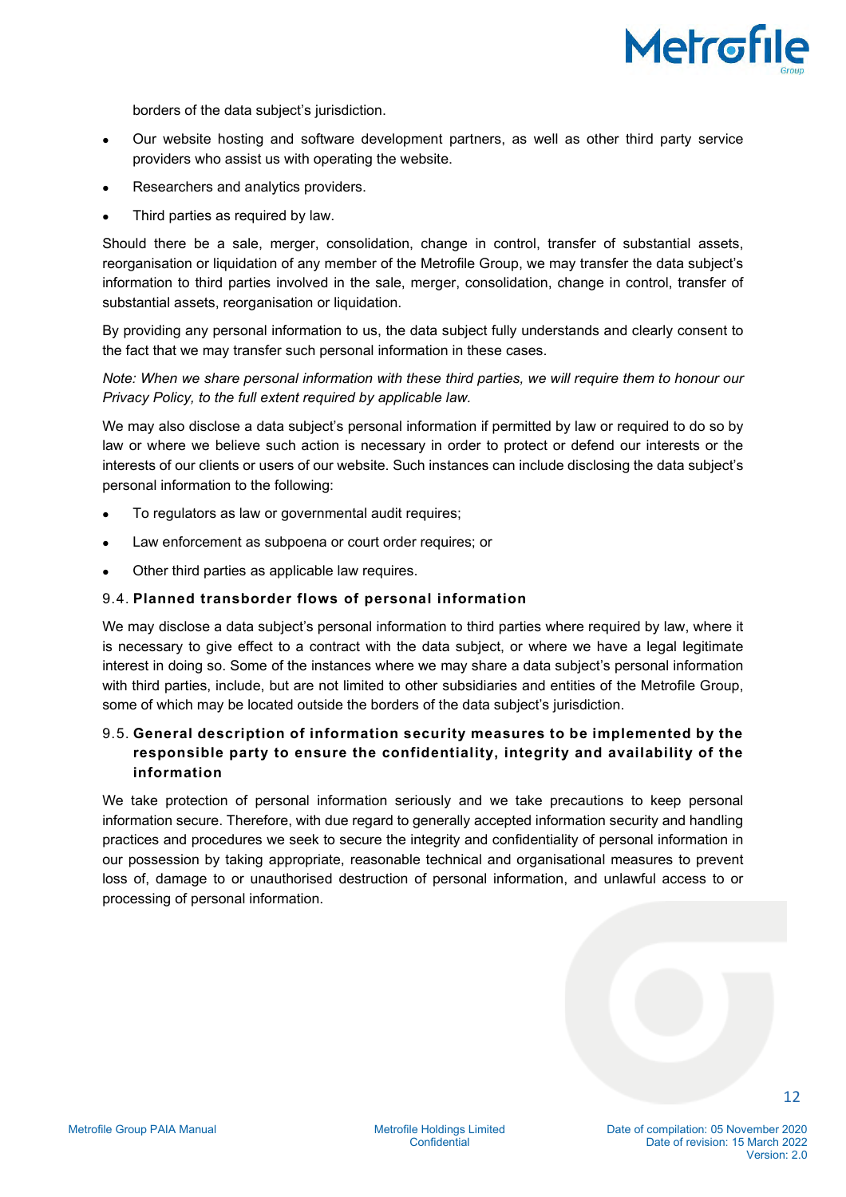borders of the data subject's jurisdiction.

- Our website hosting and software development partners, as well as other third party service providers who assist us with operating the website.
- Researchers and analytics providers.
- Third parties as required by law.

Should there be a sale, merger, consolidation, change in control, transfer of substantial assets, reorganisation or liquidation of any member of the Metrofile Group, we may transfer the data subject's information to third parties involved in the sale, merger, consolidation, change in control, transfer of substantial assets, reorganisation or liquidation.

By providing any personal information to us, the data subject fully understands and clearly consent to the fact that we may transfer such personal information in these cases.

*Note: When we share personal information with these third parties, we will require them to honour our Privacy Policy, to the full extent required by applicable law.*

We may also disclose a data subject's personal information if permitted by law or required to do so by law or where we believe such action is necessary in order to protect or defend our interests or the interests of our clients or users of our website. Such instances can include disclosing the data subject's personal information to the following:

- To regulators as law or governmental audit requires;
- Law enforcement as subpoena or court order requires; or
- Other third parties as applicable law requires.

### 9.4. Planned transborder flows of personal information

We may disclose a data subject's personal information to third parties where required by law, where it is necessary to give effect to a contract with the data subject, or where we have a legal legitimate interest in doing so. Some of the instances where we may share a data subject's personal information with third parties, include, but are not limited to other subsidiaries and entities of the Metrofile Group, some of which may be located outside the borders of the data subject's jurisdiction.

### 9.5. General description of information security measures to be implemented by the responsible party to ensure the confidentiality, integrity and availability of the information

We take protection of personal information seriously and we take precautions to keep personal information secure. Therefore, with due regard to generally accepted information security and handling practices and procedures we seek to secure the integrity and confidentiality of personal information in our possession by taking appropriate, reasonable technical and organisational measures to prevent loss of, damage to or unauthorised destruction of personal information, and unlawful access to or processing of personal information.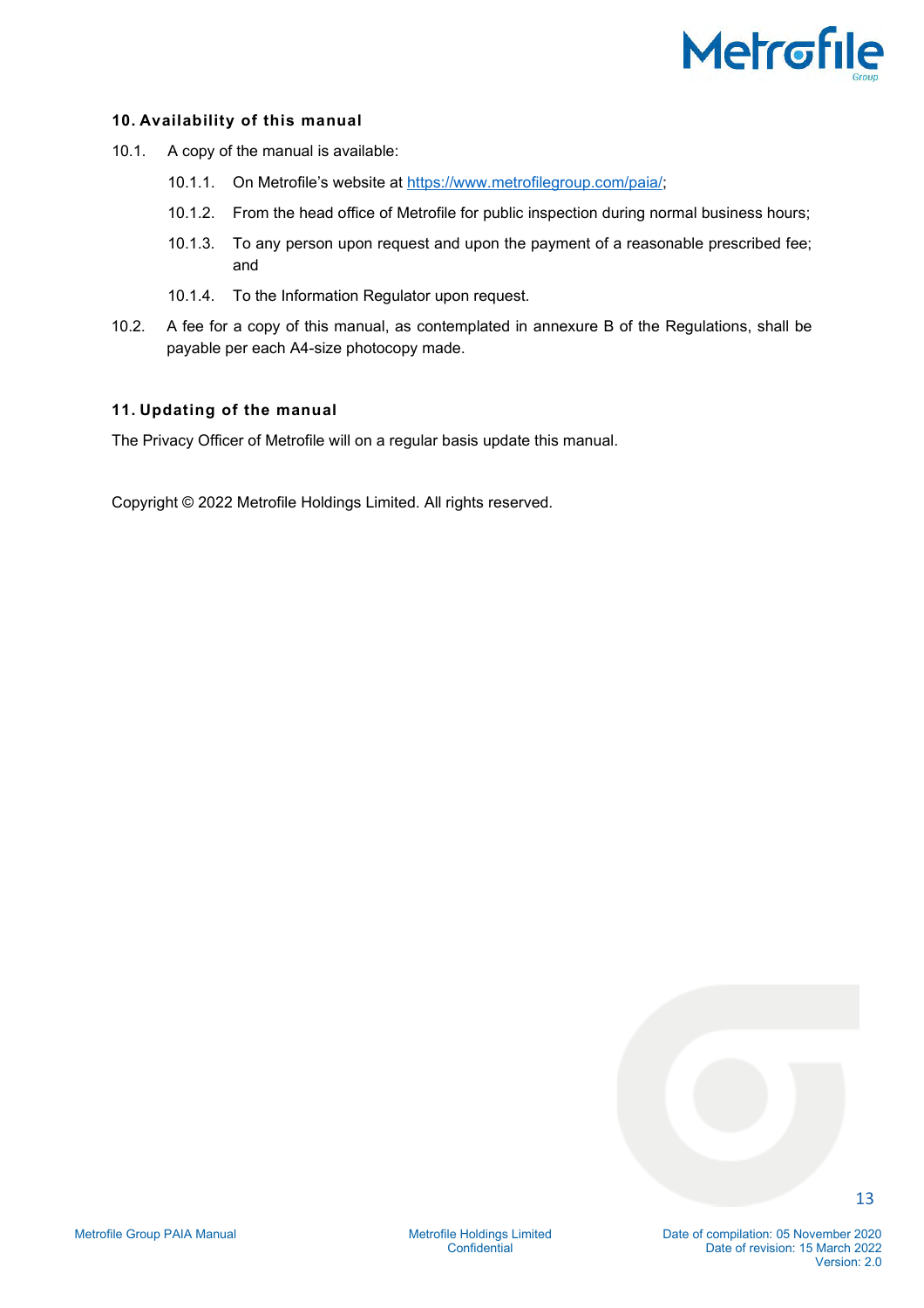### 10. Availability of this manual

10.1. A copy of the manual is available:

10.1.1. On Metrofile's website at https://www.metrofilegroup.com/paia/;

10.1.2. From the head office of Metrofile for public inspection during normal business hours;

10.1.3. To any person upon request and upon the payment of a reasonable prescribed fee; and

10.1.4. To the Information Regulator upon request.

10.2. A fee for a copy of this manual, as contemplated in annexure B of the Regulations, shall be payable per each A4-size photocopy made.

### 11. Updating of the manual

The Privacy Officer of Metrofile will on a regular basis update this manual.

Copyright © 2022 Metrofile Holdings Limited. All rights reserved.